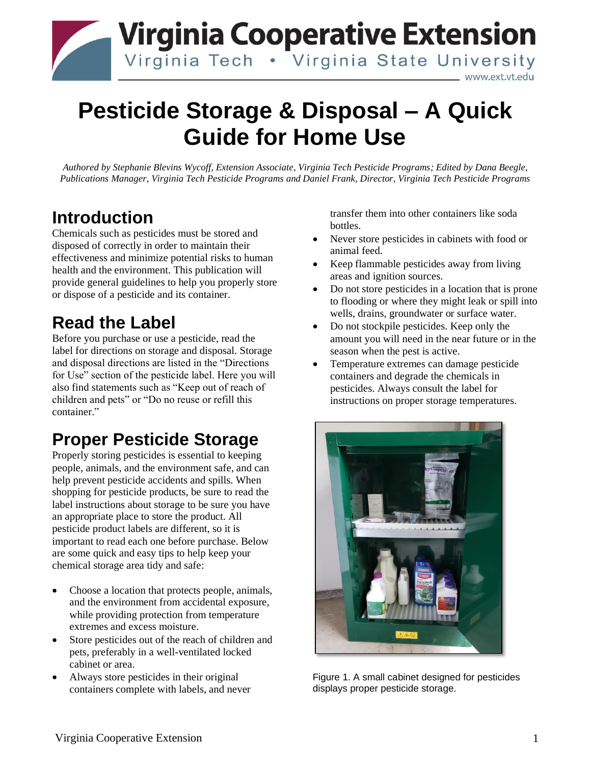# Pesticide Storage & Disposal – A Quick Guide for Home Use

*Authored by Stephanie Blevins Wycoff, Extension Associate, Virginia Tech Pesticide Programs; Edited by Dana Beegle, Publications Manager, Virginia Tech Pesticide Programs and Daniel Frank, Director, Virginia Tech Pesticide Programs*

## Introduction

Chemicals such as pesticides must be stored and disposed of correctly in order to maintain their effectiveness and minimize potential risks to human health and the environment. This publication will provide general guidelines to help you properly store or dispose of a pesticide and its container.

## Read the Label

Before you purchase or use a pesticide, read the label for directions on storage and disposal. Storage and disposal directions are listed in the "Directions for Use" section of the pesticide label. Here you will also find statements such as "Keep out of reach of children and pets" or "Do no reuse or refill this container."

## Proper Pesticide Storage

Properly storing pesticides is essential to keeping people, animals, and the environment safe, and can help prevent pesticide accidents and spills. When shopping for pesticide products, be sure to read the label instructions about storage to be sure you have an appropriate place to store the product. All pesticide product labels are different, so it is important to read each one before purchase. Below are some quick and easy tips to help keep your chemical storage area tidy and safe:

- Choose a location that protects people, animals, and the environment from accidental exposure, while providing protection from temperature extremes and excess moisture.
- Store pesticides out of the reach of children and pets, preferably in a well-ventilated locked cabinet or area.
- Always store pesticides in their original containers complete with labels, and never transfer them into other containers like soda bottles.
- Never store pesticides in cabinets with food or animal feed.
- Keep flammable pesticides away from living areas and ignition sources.
- Do not store pesticides in a location that is prone to flooding or where they might leak or spill into wells, drains, groundwater or surface water.
- Do not stockpile pesticides. Keep only the amount you will need in the near future or in the season when the pest is active.
- Temperature extremes can damage pesticide containers and degrade the chemicals in pesticides. Always consult the label for instructions on proper storage temperatures.

Figure 1. A small cabinet designed for pesticides displays proper pesticide storage.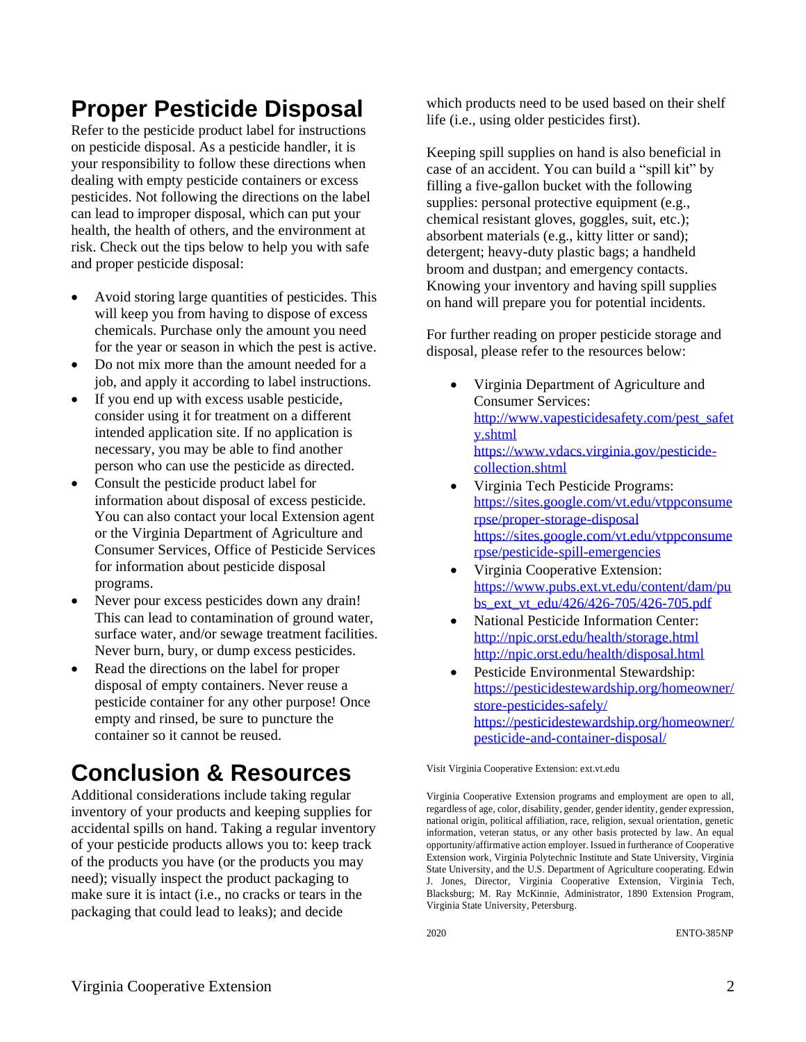# Proper Pesticide Disposal

Refer to the pesticide product label for instructions on pesticide disposal. As a pesticide handler, it is your responsibility to follow these directions when dealing with empty pesticide containers or excess pesticides. Not following the directions on the label can lead to improper disposal, which can put your health, the health of others, and the environment at risk. Check out the tips below to help you with safe and proper pesticide disposal:

- Avoid storing large quantities of pesticides. This will keep you from having to dispose of excess chemicals. Purchase only the amount you need for the year or season in which the pest is active.
- Do not mix more than the amount needed for a job, and apply it according to label instructions.
- If you end up with excess usable pesticide, consider using it for treatment on a different intended application site. If no application is necessary, you may be able to find another person who can use the pesticide as directed.
- Consult the pesticide product label for information about disposal of excess pesticide. You can also contact your local Extension agent or the Virginia Department of Agriculture and Consumer Services, Office of Pesticide Services for information about pesticide disposal programs.
- Never pour excess pesticides down any drain! This can lead to contamination of ground water, surface water, and/or sewage treatment facilities. Never burn, bury, or dump excess pesticides.
- Read the directions on the label for proper disposal of empty containers. Never reuse a pesticide container for any other purpose! Once empty and rinsed, be sure to puncture the container so it cannot be reused.

# Conclusion & Resources

Additional considerations include taking regular inventory of your products and keeping supplies for accidental spills on hand. Taking a regular inventory of your pesticide products allows you to: keep track of the products you have (or the products you may need); visually inspect the product packaging to make sure it is intact (i.e., no cracks or tears in the packaging that could lead to leaks); and decide which products need to be used based on their shelf life (i.e., using older pesticides first).

Keeping spill supplies on hand is also beneficial in case of an accident. You can build a "spill kit" by filling a five-gallon bucket with the following supplies: personal protective equipment (e.g., chemical resistant gloves, goggles, suit, etc.); absorbent materials (e.g., kitty litter or sand); detergent; heavy-duty plastic bags; a handheld broom and dustpan; and emergency contacts. Knowing your inventory and having spill supplies on hand will prepare you for potential incidents.

For further reading on proper pesticide storage and disposal, please refer to the resources below:

- Virginia Department of Agriculture and Consumer Services:
  http://www.vapesticidesafety.com/pest_safety.shtml
  https://www.vdacs.virginia.gov/pesticide-collection.shtml
- Virginia Tech Pesticide Programs:
  https://sites.google.com/vt.edu/vtppconsumerpse/proper-storage-disposal
  https://sites.google.com/vt.edu/vtppconsumerpse/pesticide-spill-emergencies
- Virginia Cooperative Extension:
  https://www.pubs.ext.vt.edu/content/dam/pubs_ext_vt_edu/426/426-705/426-705.pdf
- National Pesticide Information Center:
  http://npic.orst.edu/health/storage.html
  http://npic.orst.edu/health/disposal.html
- Pesticide Environmental Stewardship:
  https://pesticidestewardship.org/homeowner/store-pesticides-safely/
  https://pesticidestewardship.org/homeowner/pesticide-and-container-disposal/

Visit Virginia Cooperative Extension: ext.vt.edu

Virginia Cooperative Extension programs and employment are open to all, regardless of age, color, disability, gender, gender identity, gender expression, national origin, political affiliation, race, religion, sexual orientation, genetic information, veteran status, or any other basis protected by law. An equal opportunity/affirmative action employer. Issued in furtherance of Cooperative Extension work, Virginia Polytechnic Institute and State University, Virginia State University, and the U.S. Department of Agriculture cooperating. Edwin J. Jones, Director, Virginia Cooperative Extension, Virginia Tech, Blacksburg; M. Ray McKinnie, Administrator, 1890 Extension Program, Virginia State University, Petersburg.

2020 ENTO-385NP